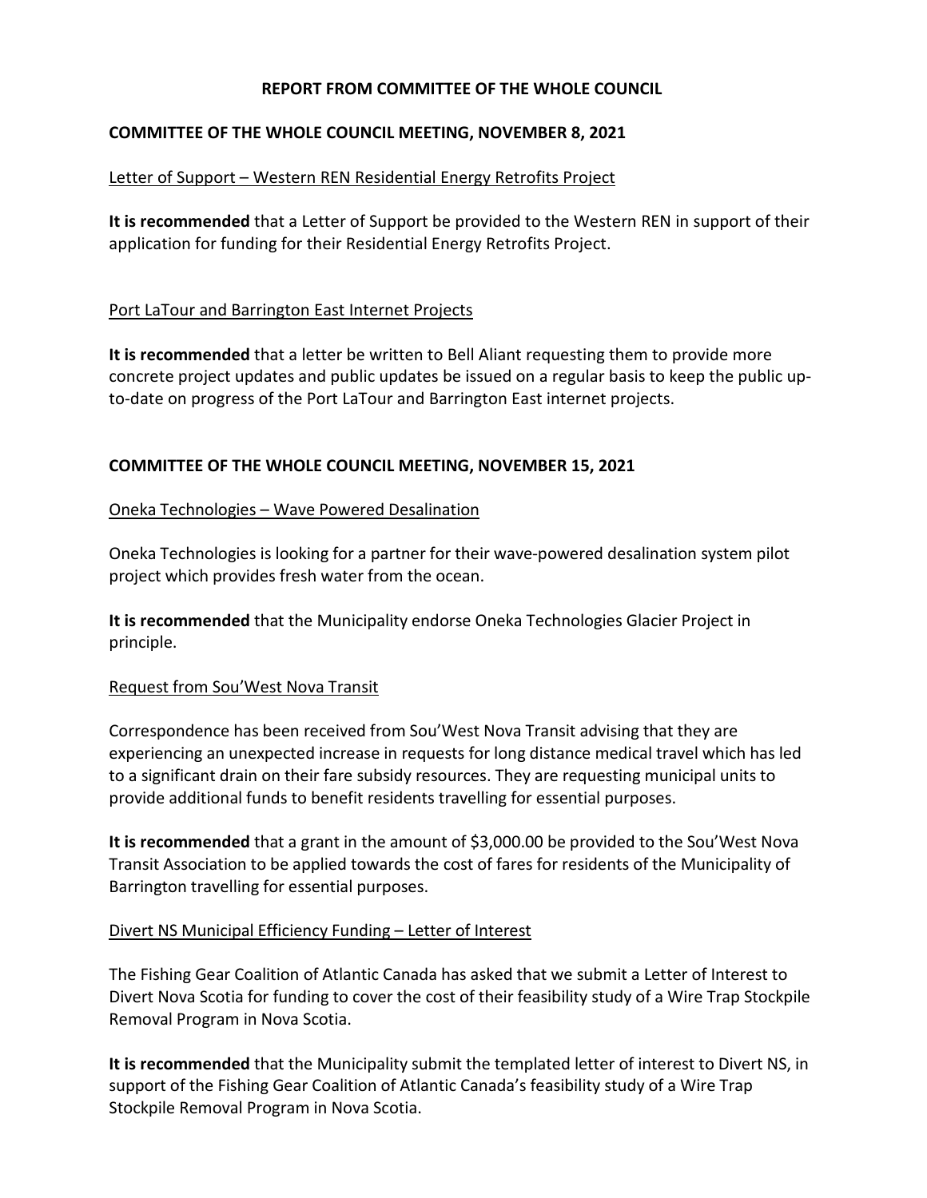# REPORT FROM COMMITTEE OF THE WHOLE COUNCIL

## COMMITTEE OF THE WHOLE COUNCIL MEETING, NOVEMBER 8, 2021

<u>Letter of Support – Western REN Residential Energy Retrofits Project</u>

**It is recommended** that a Letter of Support be provided to the Western REN in support of their application for funding for their Residential Energy Retrofits Project.

<u>Port LaTour and Barrington East Internet Projects</u>

**It is recommended** that a letter be written to Bell Aliant requesting them to provide more concrete project updates and public updates be issued on a regular basis to keep the public up-to-date on progress of the Port LaTour and Barrington East internet projects.

## COMMITTEE OF THE WHOLE COUNCIL MEETING, NOVEMBER 15, 2021

<u>Oneka Technologies – Wave Powered Desalination</u>

Oneka Technologies is looking for a partner for their wave-powered desalination system pilot project which provides fresh water from the ocean.

**It is recommended** that the Municipality endorse Oneka Technologies Glacier Project in principle.

<u>Request from Sou'West Nova Transit</u>

Correspondence has been received from Sou'West Nova Transit advising that they are experiencing an unexpected increase in requests for long distance medical travel which has led to a significant drain on their fare subsidy resources. They are requesting municipal units to provide additional funds to benefit residents travelling for essential purposes.

**It is recommended** that a grant in the amount of $3,000.00 be provided to the Sou'West Nova Transit Association to be applied towards the cost of fares for residents of the Municipality of Barrington travelling for essential purposes.

<u>Divert NS Municipal Efficiency Funding – Letter of Interest</u>

The Fishing Gear Coalition of Atlantic Canada has asked that we submit a Letter of Interest to Divert Nova Scotia for funding to cover the cost of their feasibility study of a Wire Trap Stockpile Removal Program in Nova Scotia.

**It is recommended** that the Municipality submit the templated letter of interest to Divert NS, in support of the Fishing Gear Coalition of Atlantic Canada's feasibility study of a Wire Trap Stockpile Removal Program in Nova Scotia.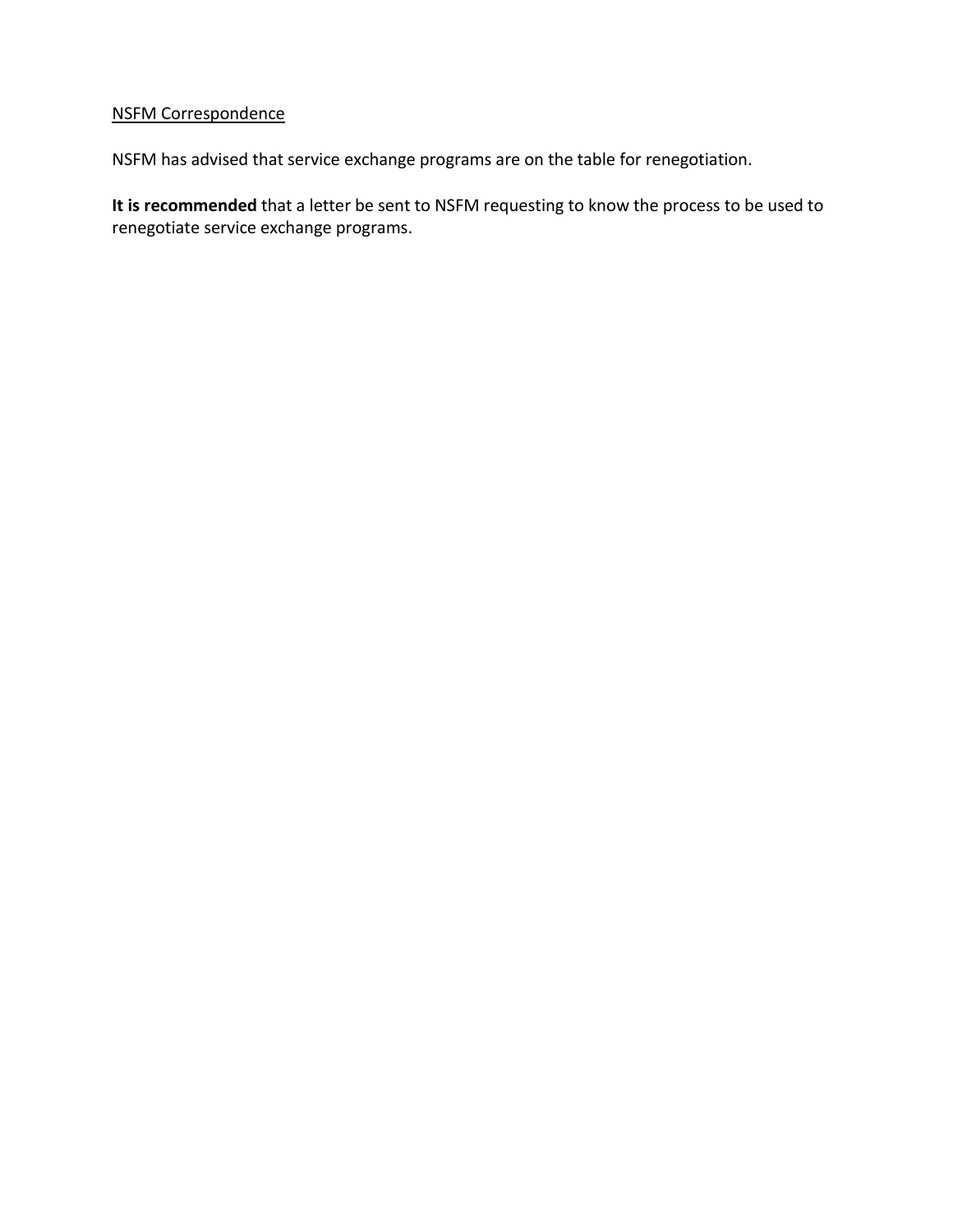<u>NSFM Correspondence</u>

NSFM has advised that service exchange programs are on the table for renegotiation.

**It is recommended** that a letter be sent to NSFM requesting to know the process to be used to renegotiate service exchange programs.